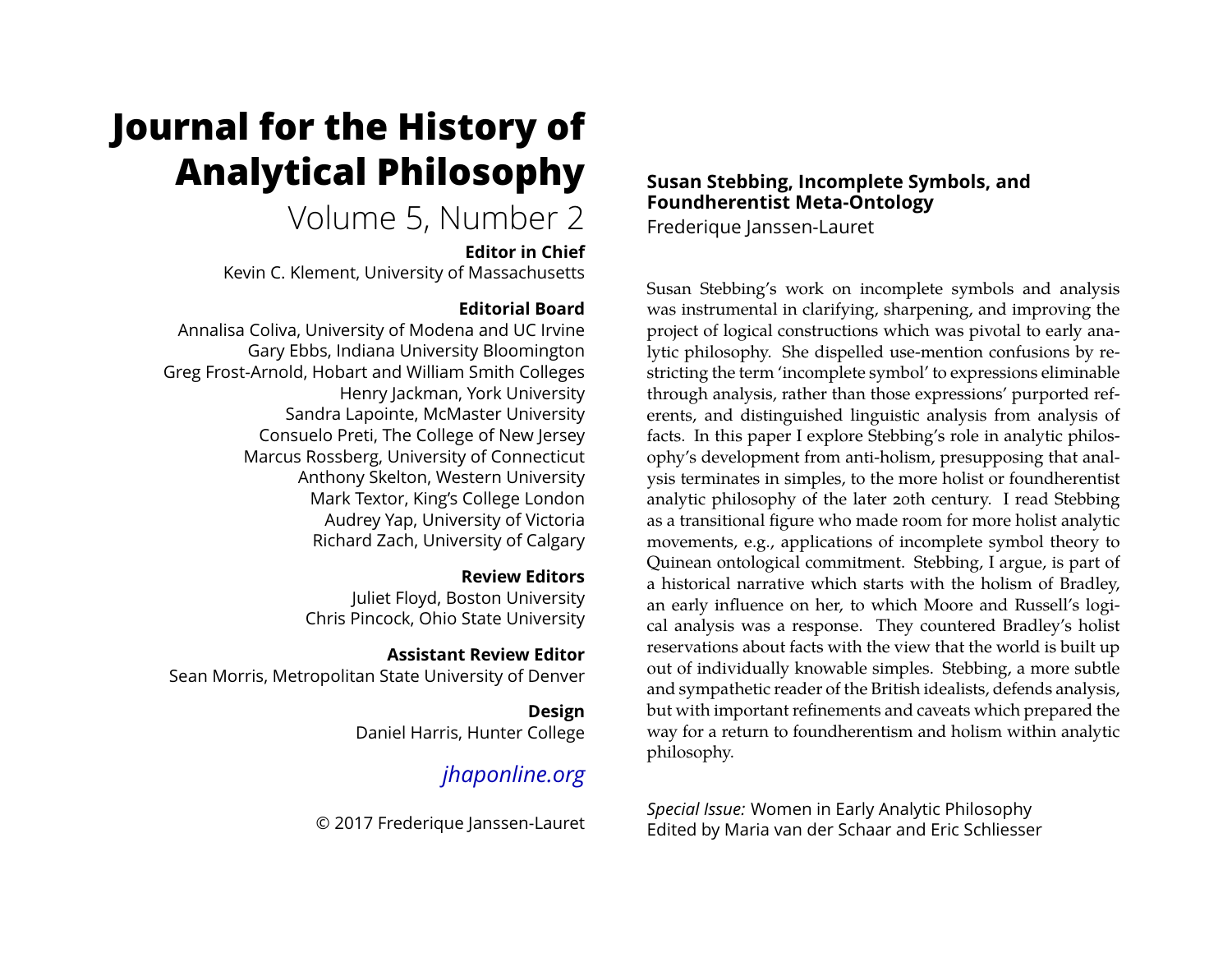# Journal for the History of Analytical Philosophy

Volume 5, Number 2

**Editor in Chief**
Kevin C. Klement, University of Massachusetts

**Editorial Board**
Annalisa Coliva, University of Modena and UC Irvine
Gary Ebbs, Indiana University Bloomington
Greg Frost-Arnold, Hobart and William Smith Colleges
Henry Jackman, York University
Sandra Lapointe, McMaster University
Consuelo Preti, The College of New Jersey
Marcus Rossberg, University of Connecticut
Anthony Skelton, Western University
Mark Textor, King's College London
Audrey Yap, University of Victoria
Richard Zach, University of Calgary

**Review Editors**
Juliet Floyd, Boston University
Chris Pincock, Ohio State University

**Assistant Review Editor**
Sean Morris, Metropolitan State University of Denver

**Design**
Daniel Harris, Hunter College

*jhaponline.org*

© 2017 Frederique Janssen-Lauret

## Susan Stebbing, Incomplete Symbols, and Foundherentist Meta-Ontology

Frederique Janssen-Lauret

Susan Stebbing's work on incomplete symbols and analysis was instrumental in clarifying, sharpening, and improving the project of logical constructions which was pivotal to early analytic philosophy. She dispelled use-mention confusions by restricting the term 'incomplete symbol' to expressions eliminable through analysis, rather than those expressions' purported referents, and distinguished linguistic analysis from analysis of facts. In this paper I explore Stebbing's role in analytic philosophy's development from anti-holism, presupposing that analysis terminates in simples, to the more holist or foundherentist analytic philosophy of the later 20th century. I read Stebbing as a transitional figure who made room for more holist analytic movements, e.g., applications of incomplete symbol theory to Quinean ontological commitment. Stebbing, I argue, is part of a historical narrative which starts with the holism of Bradley, an early influence on her, to which Moore and Russell's logical analysis was a response. They countered Bradley's holist reservations about facts with the view that the world is built up out of individually knowable simples. Stebbing, a more subtle and sympathetic reader of the British idealists, defends analysis, but with important refinements and caveats which prepared the way for a return to foundherentism and holism within analytic philosophy.

*Special Issue:* Women in Early Analytic Philosophy
Edited by Maria van der Schaar and Eric Schliesser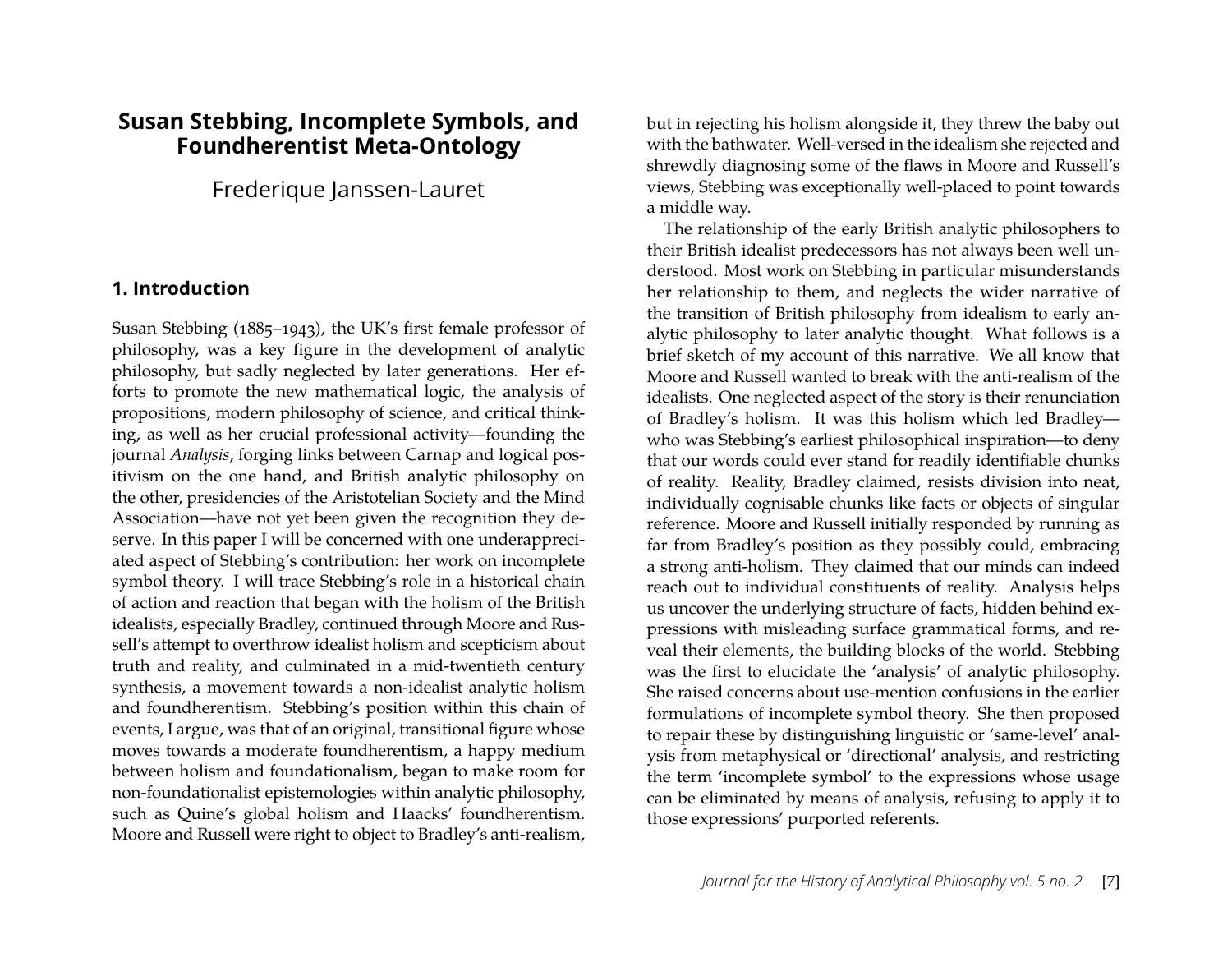# Susan Stebbing, Incomplete Symbols, and Foundherentist Meta-Ontology

Frederique Janssen-Lauret

## 1. Introduction

Susan Stebbing (1885–1943), the UK's first female professor of philosophy, was a key figure in the development of analytic philosophy, but sadly neglected by later generations. Her efforts to promote the new mathematical logic, the analysis of propositions, modern philosophy of science, and critical thinking, as well as her crucial professional activity—founding the journal *Analysis*, forging links between Carnap and logical positivism on the one hand, and British analytic philosophy on the other, presidencies of the Aristotelian Society and the Mind Association—have not yet been given the recognition they deserve. In this paper I will be concerned with one underappreciated aspect of Stebbing's contribution: her work on incomplete symbol theory. I will trace Stebbing's role in a historical chain of action and reaction that began with the holism of the British idealists, especially Bradley, continued through Moore and Russell's attempt to overthrow idealist holism and scepticism about truth and reality, and culminated in a mid-twentieth century synthesis, a movement towards a non-idealist analytic holism and foundherentism. Stebbing's position within this chain of events, I argue, was that of an original, transitional figure whose moves towards a moderate foundherentism, a happy medium between holism and foundationalism, began to make room for non-foundationalist epistemologies within analytic philosophy, such as Quine's global holism and Haacks' foundherentism. Moore and Russell were right to object to Bradley's anti-realism, but in rejecting his holism alongside it, they threw the baby out with the bathwater. Well-versed in the idealism she rejected and shrewdly diagnosing some of the flaws in Moore and Russell's views, Stebbing was exceptionally well-placed to point towards a middle way.

The relationship of the early British analytic philosophers to their British idealist predecessors has not always been well understood. Most work on Stebbing in particular misunderstands her relationship to them, and neglects the wider narrative of the transition of British philosophy from idealism to early analytic philosophy to later analytic thought. What follows is a brief sketch of my account of this narrative. We all know that Moore and Russell wanted to break with the anti-realism of the idealists. One neglected aspect of the story is their renunciation of Bradley's holism. It was this holism which led Bradley—who was Stebbing's earliest philosophical inspiration—to deny that our words could ever stand for readily identifiable chunks of reality. Reality, Bradley claimed, resists division into neat, individually cognisable chunks like facts or objects of singular reference. Moore and Russell initially responded by running as far from Bradley's position as they possibly could, embracing a strong anti-holism. They claimed that our minds can indeed reach out to individual constituents of reality. Analysis helps us uncover the underlying structure of facts, hidden behind expressions with misleading surface grammatical forms, and reveal their elements, the building blocks of the world. Stebbing was the first to elucidate the 'analysis' of analytic philosophy. She raised concerns about use-mention confusions in the earlier formulations of incomplete symbol theory. She then proposed to repair these by distinguishing linguistic or 'same-level' analysis from metaphysical or 'directional' analysis, and restricting the term 'incomplete symbol' to the expressions whose usage can be eliminated by means of analysis, refusing to apply it to those expressions' purported referents.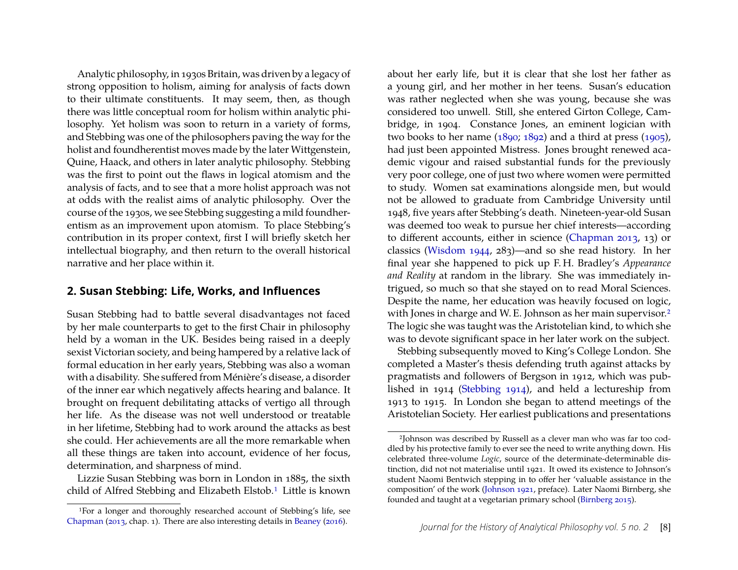Analytic philosophy, in 1930s Britain, was driven by a legacy of strong opposition to holism, aiming for analysis of facts down to their ultimate constituents. It may seem, then, as though there was little conceptual room for holism within analytic philosophy. Yet holism was soon to return in a variety of forms, and Stebbing was one of the philosophers paving the way for the holist and foundherentist moves made by the later Wittgenstein, Quine, Haack, and others in later analytic philosophy. Stebbing was the first to point out the flaws in logical atomism and the analysis of facts, and to see that a more holist approach was not at odds with the realist aims of analytic philosophy. Over the course of the 1930s, we see Stebbing suggesting a mild foundherentism as an improvement upon atomism. To place Stebbing's contribution in its proper context, first I will briefly sketch her intellectual biography, and then return to the overall historical narrative and her place within it.

## 2. Susan Stebbing: Life, Works, and Influences

Susan Stebbing had to battle several disadvantages not faced by her male counterparts to get to the first Chair in philosophy held by a woman in the UK. Besides being raised in a deeply sexist Victorian society, and being hampered by a relative lack of formal education in her early years, Stebbing was also a woman with a disability. She suffered from Ménière's disease, a disorder of the inner ear which negatively affects hearing and balance. It brought on frequent debilitating attacks of vertigo all through her life. As the disease was not well understood or treatable in her lifetime, Stebbing had to work around the attacks as best she could. Her achievements are all the more remarkable when all these things are taken into account, evidence of her focus, determination, and sharpness of mind.

Lizzie Susan Stebbing was born in London in 1885, the sixth child of Alfred Stebbing and Elizabeth Elstob.[1] Little is known about her early life, but it is clear that she lost her father as a young girl, and her mother in her teens. Susan's education was rather neglected when she was young, because she was considered too unwell. Still, she entered Girton College, Cambridge, in 1904. Constance Jones, an eminent logician with two books to her name (1890; 1892) and a third at press (1905), had just been appointed Mistress. Jones brought renewed academic vigour and raised substantial funds for the previously very poor college, one of just two where women were permitted to study. Women sat examinations alongside men, but would not be allowed to graduate from Cambridge University until 1948, five years after Stebbing's death. Nineteen-year-old Susan was deemed too weak to pursue her chief interests—according to different accounts, either in science (Chapman 2013, 13) or classics (Wisdom 1944, 283)—and so she read history. In her final year she happened to pick up F. H. Bradley's *Appearance and Reality* at random in the library. She was immediately intrigued, so much so that she stayed on to read Moral Sciences. Despite the name, her education was heavily focused on logic, with Jones in charge and W. E. Johnson as her main supervisor.[2] The logic she was taught was the Aristotelian kind, to which she was to devote significant space in her later work on the subject.

Stebbing subsequently moved to King's College London. She completed a Master's thesis defending truth against attacks by pragmatists and followers of Bergson in 1912, which was published in 1914 (Stebbing 1914), and held a lectureship from 1913 to 1915. In London she began to attend meetings of the Aristotelian Society. Her earliest publications and presentations

[1] For a longer and thoroughly researched account of Stebbing's life, see Chapman (2013, chap. 1). There are also interesting details in Beaney (2016).

[2] Johnson was described by Russell as a clever man who was far too coddled by his protective family to ever see the need to write anything down. His celebrated three-volume *Logic*, source of the determinate-determinable distinction, did not materialise until 1921. It owed its existence to Johnson's student Naomi Bentwich stepping in to offer her 'valuable assistance in the composition' of the work (Johnson 1921, preface). Later Naomi Birnberg, she founded and taught at a vegetarian primary school (Birnberg 2015).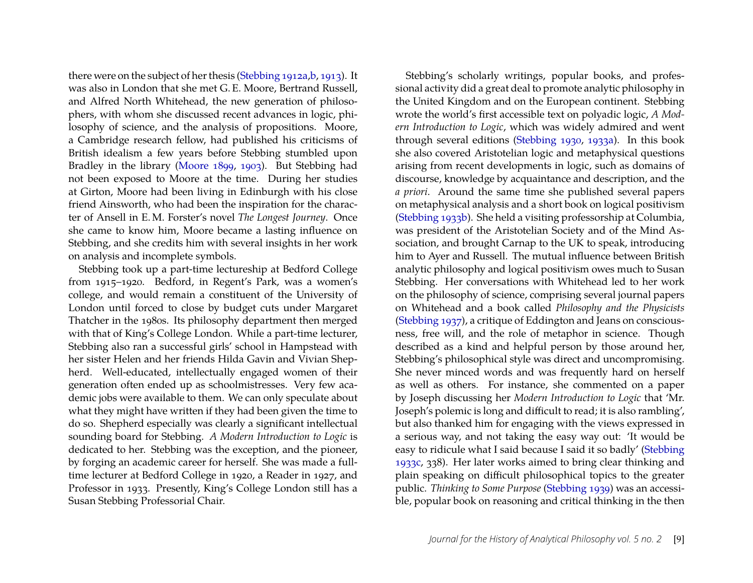there were on the subject of her thesis (Stebbing 1912a,b, 1913). It was also in London that she met G. E. Moore, Bertrand Russell, and Alfred North Whitehead, the new generation of philosophers, with whom she discussed recent advances in logic, philosophy of science, and the analysis of propositions. Moore, a Cambridge research fellow, had published his criticisms of British idealism a few years before Stebbing stumbled upon Bradley in the library (Moore 1899, 1903). But Stebbing had not been exposed to Moore at the time. During her studies at Girton, Moore had been living in Edinburgh with his close friend Ainsworth, who had been the inspiration for the character of Ansell in E. M. Forster's novel *The Longest Journey*. Once she came to know him, Moore became a lasting influence on Stebbing, and she credits him with several insights in her work on analysis and incomplete symbols.

Stebbing took up a part-time lectureship at Bedford College from 1915–1920. Bedford, in Regent's Park, was a women's college, and would remain a constituent of the University of London until forced to close by budget cuts under Margaret Thatcher in the 1980s. Its philosophy department then merged with that of King's College London. While a part-time lecturer, Stebbing also ran a successful girls' school in Hampstead with her sister Helen and her friends Hilda Gavin and Vivian Shepherd. Well-educated, intellectually engaged women of their generation often ended up as schoolmistresses. Very few academic jobs were available to them. We can only speculate about what they might have written if they had been given the time to do so. Shepherd especially was clearly a significant intellectual sounding board for Stebbing. *A Modern Introduction to Logic* is dedicated to her. Stebbing was the exception, and the pioneer, by forging an academic career for herself. She was made a full-time lecturer at Bedford College in 1920, a Reader in 1927, and Professor in 1933. Presently, King's College London still has a Susan Stebbing Professorial Chair.

Stebbing's scholarly writings, popular books, and professional activity did a great deal to promote analytic philosophy in the United Kingdom and on the European continent. Stebbing wrote the world's first accessible text on polyadic logic, *A Modern Introduction to Logic*, which was widely admired and went through several editions (Stebbing 1930, 1933a). In this book she also covered Aristotelian logic and metaphysical questions arising from recent developments in logic, such as domains of discourse, knowledge by acquaintance and description, and the *a priori*. Around the same time she published several papers on metaphysical analysis and a short book on logical positivism (Stebbing 1933b). She held a visiting professorship at Columbia, was president of the Aristotelian Society and of the Mind Association, and brought Carnap to the UK to speak, introducing him to Ayer and Russell. The mutual influence between British analytic philosophy and logical positivism owes much to Susan Stebbing. Her conversations with Whitehead led to her work on the philosophy of science, comprising several journal papers on Whitehead and a book called *Philosophy and the Physicists* (Stebbing 1937), a critique of Eddington and Jeans on consciousness, free will, and the role of metaphor in science. Though described as a kind and helpful person by those around her, Stebbing's philosophical style was direct and uncompromising. She never minced words and was frequently hard on herself as well as others. For instance, she commented on a paper by Joseph discussing her *Modern Introduction to Logic* that 'Mr. Joseph's polemic is long and difficult to read; it is also rambling', but also thanked him for engaging with the views expressed in a serious way, and not taking the easy way out: 'It would be easy to ridicule what I said because I said it so badly' (Stebbing 1933c, 338). Her later works aimed to bring clear thinking and plain speaking on difficult philosophical topics to the greater public. *Thinking to Some Purpose* (Stebbing 1939) was an accessible, popular book on reasoning and critical thinking in the then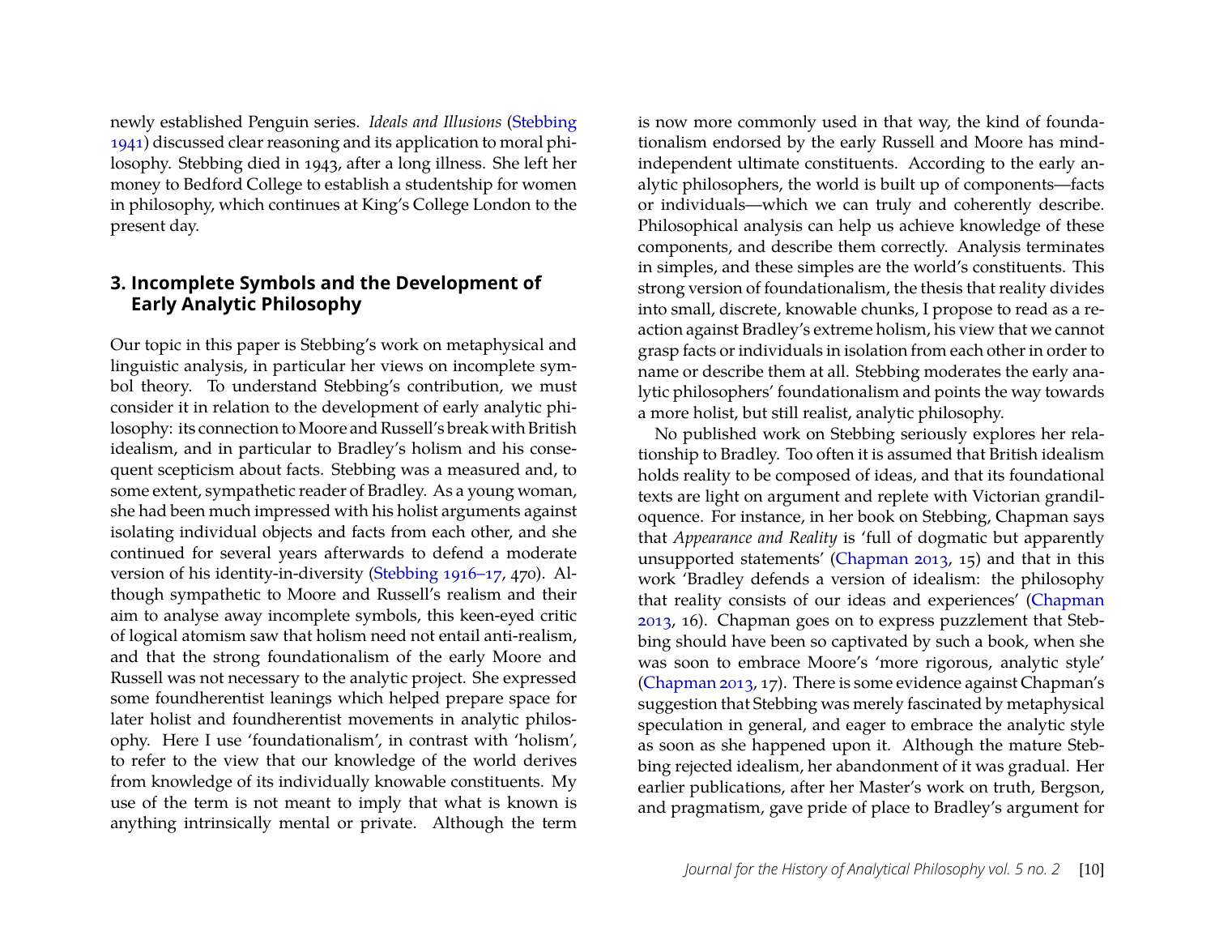newly established Penguin series. *Ideals and Illusions* (Stebbing 1941) discussed clear reasoning and its application to moral philosophy. Stebbing died in 1943, after a long illness. She left her money to Bedford College to establish a studentship for women in philosophy, which continues at King's College London to the present day.

## 3. Incomplete Symbols and the Development of Early Analytic Philosophy

Our topic in this paper is Stebbing's work on metaphysical and linguistic analysis, in particular her views on incomplete symbol theory. To understand Stebbing's contribution, we must consider it in relation to the development of early analytic philosophy: its connection to Moore and Russell's break with British idealism, and in particular to Bradley's holism and his consequent scepticism about facts. Stebbing was a measured and, to some extent, sympathetic reader of Bradley. As a young woman, she had been much impressed with his holist arguments against isolating individual objects and facts from each other, and she continued for several years afterwards to defend a moderate version of his identity-in-diversity (Stebbing 1916–17, 470). Although sympathetic to Moore and Russell's realism and their aim to analyse away incomplete symbols, this keen-eyed critic of logical atomism saw that holism need not entail anti-realism, and that the strong foundationalism of the early Moore and Russell was not necessary to the analytic project. She expressed some foundherentist leanings which helped prepare space for later holist and foundherentist movements in analytic philosophy. Here I use 'foundationalism', in contrast with 'holism', to refer to the view that our knowledge of the world derives from knowledge of its individually knowable constituents. My use of the term is not meant to imply that what is known is anything intrinsically mental or private. Although the term is now more commonly used in that way, the kind of foundationalism endorsed by the early Russell and Moore has mind-independent ultimate constituents. According to the early analytic philosophers, the world is built up of components—facts or individuals—which we can truly and coherently describe. Philosophical analysis can help us achieve knowledge of these components, and describe them correctly. Analysis terminates in simples, and these simples are the world's constituents. This strong version of foundationalism, the thesis that reality divides into small, discrete, knowable chunks, I propose to read as a reaction against Bradley's extreme holism, his view that we cannot grasp facts or individuals in isolation from each other in order to name or describe them at all. Stebbing moderates the early analytic philosophers' foundationalism and points the way towards a more holist, but still realist, analytic philosophy.

No published work on Stebbing seriously explores her relationship to Bradley. Too often it is assumed that British idealism holds reality to be composed of ideas, and that its foundational texts are light on argument and replete with Victorian grandiloquence. For instance, in her book on Stebbing, Chapman says that *Appearance and Reality* is 'full of dogmatic but apparently unsupported statements' (Chapman 2013, 15) and that in this work 'Bradley defends a version of idealism: the philosophy that reality consists of our ideas and experiences' (Chapman 2013, 16). Chapman goes on to express puzzlement that Stebbing should have been so captivated by such a book, when she was soon to embrace Moore's 'more rigorous, analytic style' (Chapman 2013, 17). There is some evidence against Chapman's suggestion that Stebbing was merely fascinated by metaphysical speculation in general, and eager to embrace the analytic style as soon as she happened upon it. Although the mature Stebbing rejected idealism, her abandonment of it was gradual. Her earlier publications, after her Master's work on truth, Bergson, and pragmatism, gave pride of place to Bradley's argument for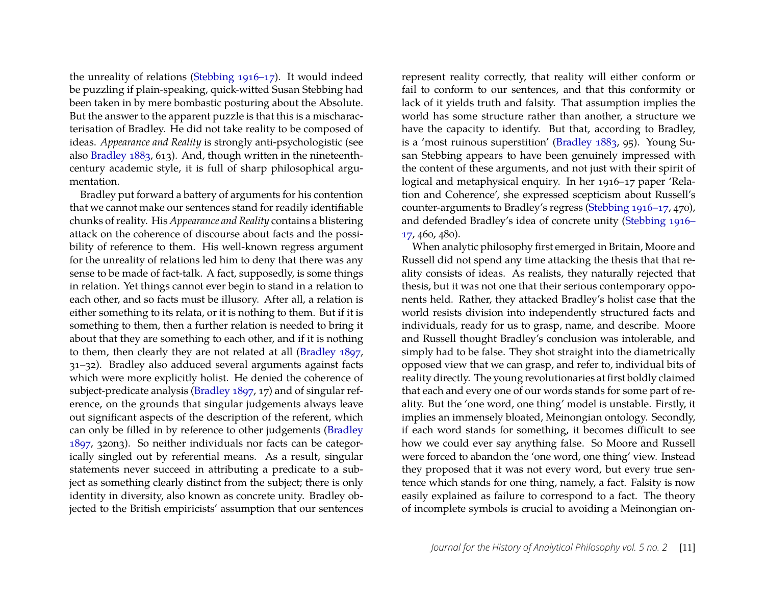the unreality of relations (Stebbing 1916–17). It would indeed be puzzling if plain-speaking, quick-witted Susan Stebbing had been taken in by mere bombastic posturing about the Absolute. But the answer to the apparent puzzle is that this is a mischaracterisation of Bradley. He did not take reality to be composed of ideas. *Appearance and Reality* is strongly anti-psychologistic (see also Bradley 1883, 613). And, though written in the nineteenth-century academic style, it is full of sharp philosophical argumentation.

Bradley put forward a battery of arguments for his contention that we cannot make our sentences stand for readily identifiable chunks of reality. His *Appearance and Reality* contains a blistering attack on the coherence of discourse about facts and the possibility of reference to them. His well-known regress argument for the unreality of relations led him to deny that there was any sense to be made of fact-talk. A fact, supposedly, is some things in relation. Yet things cannot ever begin to stand in a relation to each other, and so facts must be illusory. After all, a relation is either something to its relata, or it is nothing to them. But if it is something to them, then a further relation is needed to bring it about that they are something to each other, and if it is nothing to them, then clearly they are not related at all (Bradley 1897, 31–32). Bradley also adduced several arguments against facts which were more explicitly holist. He denied the coherence of subject-predicate analysis (Bradley 1897, 17) and of singular reference, on the grounds that singular judgements always leave out significant aspects of the description of the referent, which can only be filled in by reference to other judgements (Bradley 1897, 320n3). So neither individuals nor facts can be categorically singled out by referential means. As a result, singular statements never succeed in attributing a predicate to a subject as something clearly distinct from the subject; there is only identity in diversity, also known as concrete unity. Bradley objected to the British empiricists' assumption that our sentences represent reality correctly, that reality will either conform or fail to conform to our sentences, and that this conformity or lack of it yields truth and falsity. That assumption implies the world has some structure rather than another, a structure we have the capacity to identify. But that, according to Bradley, is a 'most ruinous superstition' (Bradley 1883, 95). Young Susan Stebbing appears to have been genuinely impressed with the content of these arguments, and not just with their spirit of logical and metaphysical enquiry. In her 1916–17 paper 'Relation and Coherence', she expressed scepticism about Russell's counter-arguments to Bradley's regress (Stebbing 1916–17, 470), and defended Bradley's idea of concrete unity (Stebbing 1916–17, 460, 480).

When analytic philosophy first emerged in Britain, Moore and Russell did not spend any time attacking the thesis that that reality consists of ideas. As realists, they naturally rejected that thesis, but it was not one that their serious contemporary opponents held. Rather, they attacked Bradley's holist case that the world resists division into independently structured facts and individuals, ready for us to grasp, name, and describe. Moore and Russell thought Bradley's conclusion was intolerable, and simply had to be false. They shot straight into the diametrically opposed view that we can grasp, and refer to, individual bits of reality directly. The young revolutionaries at first boldly claimed that each and every one of our words stands for some part of reality. But the 'one word, one thing' model is unstable. Firstly, it implies an immensely bloated, Meinongian ontology. Secondly, if each word stands for something, it becomes difficult to see how we could ever say anything false. So Moore and Russell were forced to abandon the 'one word, one thing' view. Instead they proposed that it was not every word, but every true sentence which stands for one thing, namely, a fact. Falsity is now easily explained as failure to correspond to a fact. The theory of incomplete symbols is crucial to avoiding a Meinongian on-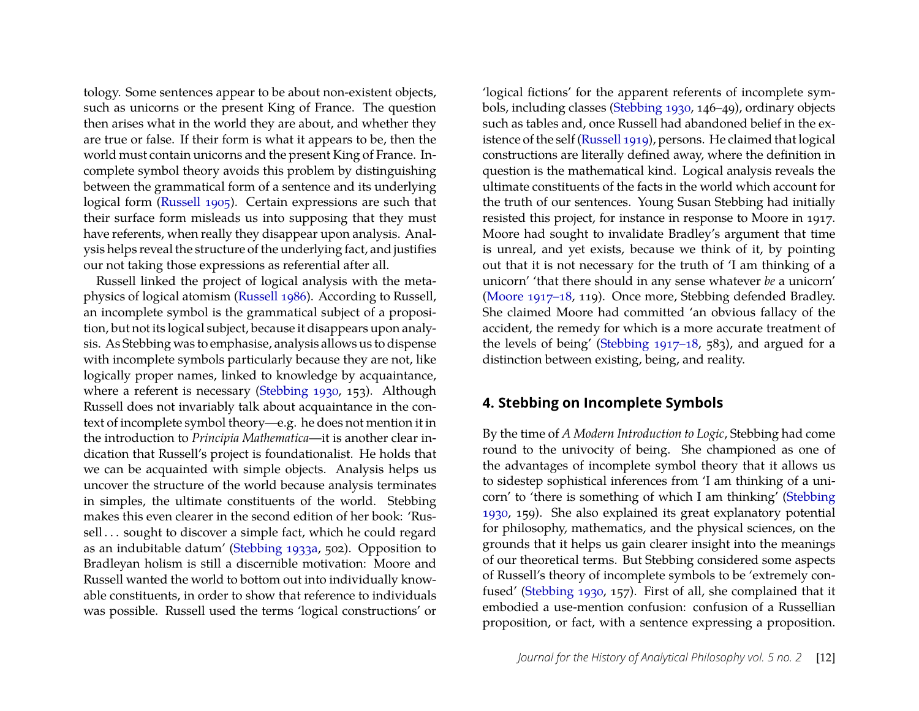tology. Some sentences appear to be about non-existent objects, such as unicorns or the present King of France. The question then arises what in the world they are about, and whether they are true or false. If their form is what it appears to be, then the world must contain unicorns and the present King of France. Incomplete symbol theory avoids this problem by distinguishing between the grammatical form of a sentence and its underlying logical form (Russell 1905). Certain expressions are such that their surface form misleads us into supposing that they must have referents, when really they disappear upon analysis. Analysis helps reveal the structure of the underlying fact, and justifies our not taking those expressions as referential after all.

Russell linked the project of logical analysis with the metaphysics of logical atomism (Russell 1986). According to Russell, an incomplete symbol is the grammatical subject of a proposition, but not its logical subject, because it disappears upon analysis. As Stebbing was to emphasise, analysis allows us to dispense with incomplete symbols particularly because they are not, like logically proper names, linked to knowledge by acquaintance, where a referent is necessary (Stebbing 1930, 153). Although Russell does not invariably talk about acquaintance in the context of incomplete symbol theory—e.g. he does not mention it in the introduction to *Principia Mathematica*—it is another clear indication that Russell's project is foundationalist. He holds that we can be acquainted with simple objects. Analysis helps us uncover the structure of the world because analysis terminates in simples, the ultimate constituents of the world. Stebbing makes this even clearer in the second edition of her book: 'Russell . . . sought to discover a simple fact, which he could regard as an indubitable datum' (Stebbing 1933a, 502). Opposition to Bradleyan holism is still a discernible motivation: Moore and Russell wanted the world to bottom out into individually knowable constituents, in order to show that reference to individuals was possible. Russell used the terms 'logical constructions' or 'logical fictions' for the apparent referents of incomplete symbols, including classes (Stebbing 1930, 146–49), ordinary objects such as tables and, once Russell had abandoned belief in the existence of the self (Russell 1919), persons. He claimed that logical constructions are literally defined away, where the definition in question is the mathematical kind. Logical analysis reveals the ultimate constituents of the facts in the world which account for the truth of our sentences. Young Susan Stebbing had initially resisted this project, for instance in response to Moore in 1917. Moore had sought to invalidate Bradley's argument that time is unreal, and yet exists, because we think of it, by pointing out that it is not necessary for the truth of 'I am thinking of a unicorn' 'that there should in any sense whatever *be* a unicorn' (Moore 1917–18, 119). Once more, Stebbing defended Bradley. She claimed Moore had committed 'an obvious fallacy of the accident, the remedy for which is a more accurate treatment of the levels of being' (Stebbing 1917–18, 583), and argued for a distinction between existing, being, and reality.

## 4. Stebbing on Incomplete Symbols

By the time of *A Modern Introduction to Logic*, Stebbing had come round to the univocity of being. She championed as one of the advantages of incomplete symbol theory that it allows us to sidestep sophistical inferences from 'I am thinking of a unicorn' to 'there is something of which I am thinking' (Stebbing 1930, 159). She also explained its great explanatory potential for philosophy, mathematics, and the physical sciences, on the grounds that it helps us gain clearer insight into the meanings of our theoretical terms. But Stebbing considered some aspects of Russell's theory of incomplete symbols to be 'extremely confused' (Stebbing 1930, 157). First of all, she complained that it embodied a use-mention confusion: confusion of a Russellian proposition, or fact, with a sentence expressing a proposition.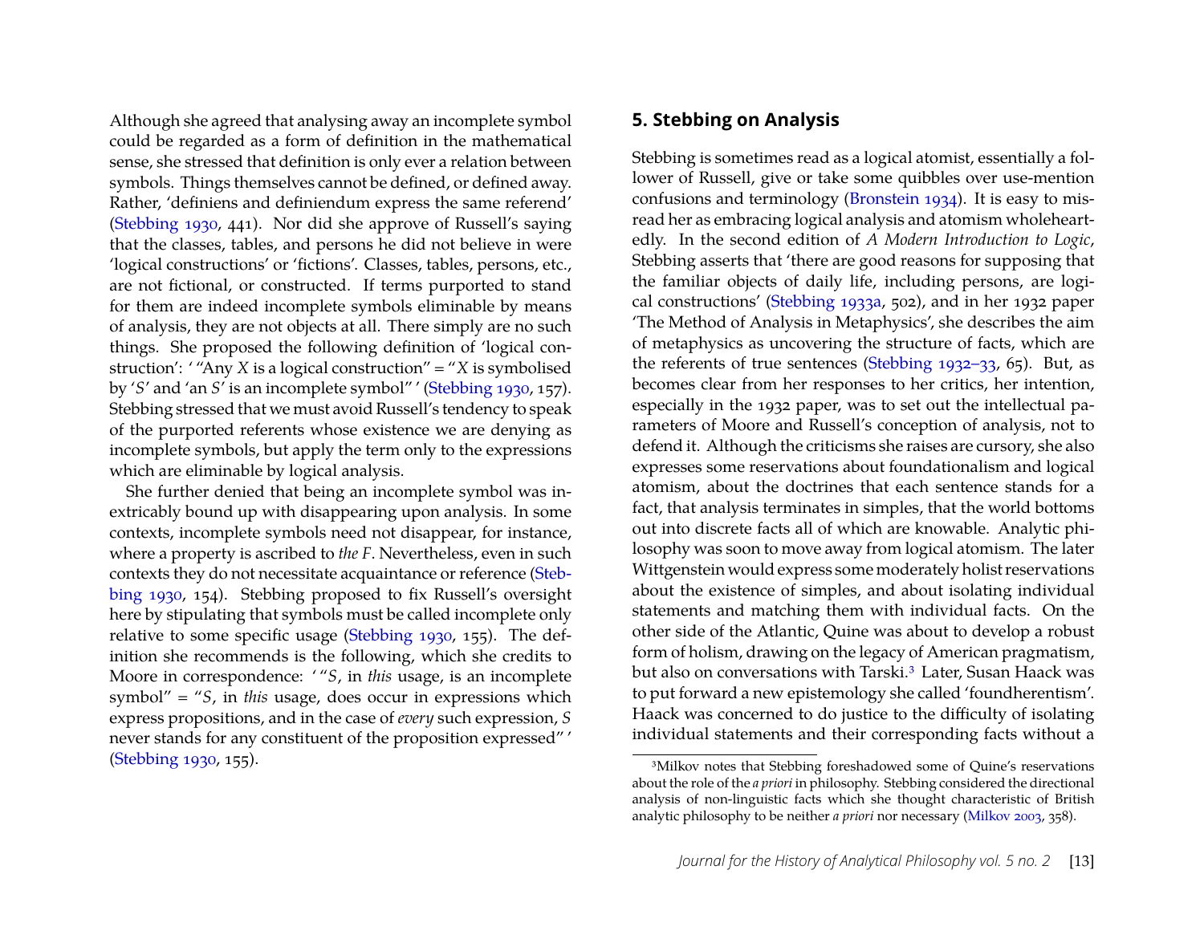Although she agreed that analysing away an incomplete symbol could be regarded as a form of definition in the mathematical sense, she stressed that definition is only ever a relation between symbols. Things themselves cannot be defined, or defined away. Rather, 'definiens and definiendum express the same referend' (Stebbing 1930, 441). Nor did she approve of Russell's saying that the classes, tables, and persons he did not believe in were 'logical constructions' or 'fictions'. Classes, tables, persons, etc., are not fictional, or constructed. If terms purported to stand for them are indeed incomplete symbols eliminable by means of analysis, they are not objects at all. There simply are no such things. She proposed the following definition of 'logical construction': ' "Any *X* is a logical construction" = "*X* is symbolised by '*S*' and 'an *S*' is an incomplete symbol" ' (Stebbing 1930, 157). Stebbing stressed that we must avoid Russell's tendency to speak of the purported referents whose existence we are denying as incomplete symbols, but apply the term only to the expressions which are eliminable by logical analysis.

She further denied that being an incomplete symbol was inextricably bound up with disappearing upon analysis. In some contexts, incomplete symbols need not disappear, for instance, where a property is ascribed to *the F*. Nevertheless, even in such contexts they do not necessitate acquaintance or reference (Stebbing 1930, 154). Stebbing proposed to fix Russell's oversight here by stipulating that symbols must be called incomplete only relative to some specific usage (Stebbing 1930, 155). The definition she recommends is the following, which she credits to Moore in correspondence: ' "*S*, in *this* usage, is an incomplete symbol" = "*S*, in *this* usage, does occur in expressions which express propositions, and in the case of *every* such expression, *S* never stands for any constituent of the proposition expressed" ' (Stebbing 1930, 155).

## 5. Stebbing on Analysis

Stebbing is sometimes read as a logical atomist, essentially a follower of Russell, give or take some quibbles over use-mention confusions and terminology (Bronstein 1934). It is easy to misread her as embracing logical analysis and atomism wholeheartedly. In the second edition of *A Modern Introduction to Logic*, Stebbing asserts that 'there are good reasons for supposing that the familiar objects of daily life, including persons, are logical constructions' (Stebbing 1933a, 502), and in her 1932 paper 'The Method of Analysis in Metaphysics', she describes the aim of metaphysics as uncovering the structure of facts, which are the referents of true sentences (Stebbing 1932–33, 65). But, as becomes clear from her responses to her critics, her intention, especially in the 1932 paper, was to set out the intellectual parameters of Moore and Russell's conception of analysis, not to defend it. Although the criticisms she raises are cursory, she also expresses some reservations about foundationalism and logical atomism, about the doctrines that each sentence stands for a fact, that analysis terminates in simples, that the world bottoms out into discrete facts all of which are knowable. Analytic philosophy was soon to move away from logical atomism. The later Wittgenstein would express some moderately holist reservations about the existence of simples, and about isolating individual statements and matching them with individual facts. On the other side of the Atlantic, Quine was about to develop a robust form of holism, drawing on the legacy of American pragmatism, but also on conversations with Tarski.[3] Later, Susan Haack was to put forward a new epistemology she called 'foundherentism'. Haack was concerned to do justice to the difficulty of isolating individual statements and their corresponding facts without a

[3] Milkov notes that Stebbing foreshadowed some of Quine's reservations about the role of the *a priori* in philosophy. Stebbing considered the directional analysis of non-linguistic facts which she thought characteristic of British analytic philosophy to be neither *a priori* nor necessary (Milkov 2003, 358).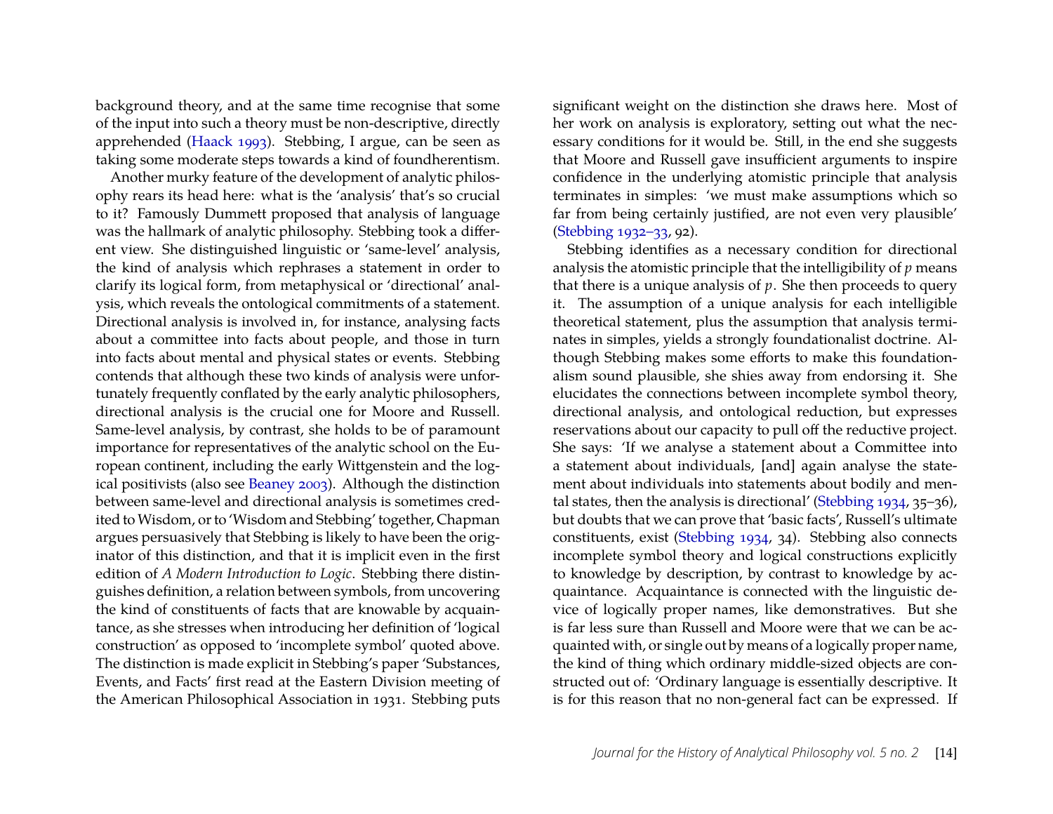background theory, and at the same time recognise that some of the input into such a theory must be non-descriptive, directly apprehended (Haack 1993). Stebbing, I argue, can be seen as taking some moderate steps towards a kind of foundherentism.

Another murky feature of the development of analytic philosophy rears its head here: what is the 'analysis' that's so crucial to it? Famously Dummett proposed that analysis of language was the hallmark of analytic philosophy. Stebbing took a different view. She distinguished linguistic or 'same-level' analysis, the kind of analysis which rephrases a statement in order to clarify its logical form, from metaphysical or 'directional' analysis, which reveals the ontological commitments of a statement. Directional analysis is involved in, for instance, analysing facts about a committee into facts about people, and those in turn into facts about mental and physical states or events. Stebbing contends that although these two kinds of analysis were unfortunately frequently conflated by the early analytic philosophers, directional analysis is the crucial one for Moore and Russell. Same-level analysis, by contrast, she holds to be of paramount importance for representatives of the analytic school on the European continent, including the early Wittgenstein and the logical positivists (also see Beaney 2003). Although the distinction between same-level and directional analysis is sometimes credited to Wisdom, or to 'Wisdom and Stebbing' together, Chapman argues persuasively that Stebbing is likely to have been the originator of this distinction, and that it is implicit even in the first edition of *A Modern Introduction to Logic*. Stebbing there distinguishes definition, a relation between symbols, from uncovering the kind of constituents of facts that are knowable by acquaintance, as she stresses when introducing her definition of 'logical construction' as opposed to 'incomplete symbol' quoted above. The distinction is made explicit in Stebbing's paper 'Substances, Events, and Facts' first read at the Eastern Division meeting of the American Philosophical Association in 1931. Stebbing puts significant weight on the distinction she draws here. Most of her work on analysis is exploratory, setting out what the necessary conditions for it would be. Still, in the end she suggests that Moore and Russell gave insufficient arguments to inspire confidence in the underlying atomistic principle that analysis terminates in simples: 'we must make assumptions which so far from being certainly justified, are not even very plausible' (Stebbing 1932–33, 92).

Stebbing identifies as a necessary condition for directional analysis the atomistic principle that the intelligibility of $p$ means that there is a unique analysis of $p$. She then proceeds to query it. The assumption of a unique analysis for each intelligible theoretical statement, plus the assumption that analysis terminates in simples, yields a strongly foundationalist doctrine. Although Stebbing makes some efforts to make this foundationalism sound plausible, she shies away from endorsing it. She elucidates the connections between incomplete symbol theory, directional analysis, and ontological reduction, but expresses reservations about our capacity to pull off the reductive project. She says: 'If we analyse a statement about a Committee into a statement about individuals, [and] again analyse the statement about individuals into statements about bodily and mental states, then the analysis is directional' (Stebbing 1934, 35–36), but doubts that we can prove that 'basic facts', Russell's ultimate constituents, exist (Stebbing 1934, 34). Stebbing also connects incomplete symbol theory and logical constructions explicitly to knowledge by description, by contrast to knowledge by acquaintance. Acquaintance is connected with the linguistic device of logically proper names, like demonstratives. But she is far less sure than Russell and Moore were that we can be acquainted with, or single out by means of a logically proper name, the kind of thing which ordinary middle-sized objects are constructed out of: 'Ordinary language is essentially descriptive. It is for this reason that no non-general fact can be expressed. If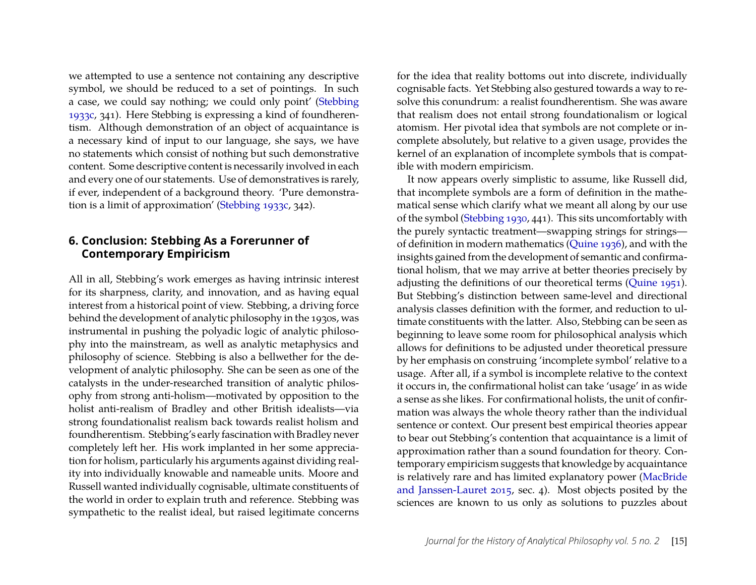we attempted to use a sentence not containing any descriptive symbol, we should be reduced to a set of pointings. In such a case, we could say nothing; we could only point' (Stebbing 1933c, 341). Here Stebbing is expressing a kind of foundherentism. Although demonstration of an object of acquaintance is a necessary kind of input to our language, she says, we have no statements which consist of nothing but such demonstrative content. Some descriptive content is necessarily involved in each and every one of our statements. Use of demonstratives is rarely, if ever, independent of a background theory. 'Pure demonstration is a limit of approximation' (Stebbing 1933c, 342).

## 6. Conclusion: Stebbing As a Forerunner of Contemporary Empiricism

All in all, Stebbing's work emerges as having intrinsic interest for its sharpness, clarity, and innovation, and as having equal interest from a historical point of view. Stebbing, a driving force behind the development of analytic philosophy in the 1930s, was instrumental in pushing the polyadic logic of analytic philosophy into the mainstream, as well as analytic metaphysics and philosophy of science. Stebbing is also a bellwether for the development of analytic philosophy. She can be seen as one of the catalysts in the under-researched transition of analytic philosophy from strong anti-holism—motivated by opposition to the holist anti-realism of Bradley and other British idealists—via strong foundationalist realism back towards realist holism and foundherentism. Stebbing's early fascination with Bradley never completely left her. His work implanted in her some appreciation for holism, particularly his arguments against dividing reality into individually knowable and nameable units. Moore and Russell wanted individually cognisable, ultimate constituents of the world in order to explain truth and reference. Stebbing was sympathetic to the realist ideal, but raised legitimate concerns for the idea that reality bottoms out into discrete, individually cognisable facts. Yet Stebbing also gestured towards a way to resolve this conundrum: a realist foundherentism. She was aware that realism does not entail strong foundationalism or logical atomism. Her pivotal idea that symbols are not complete or incomplete absolutely, but relative to a given usage, provides the kernel of an explanation of incomplete symbols that is compatible with modern empiricism.

It now appears overly simplistic to assume, like Russell did, that incomplete symbols are a form of definition in the mathematical sense which clarify what we meant all along by our use of the symbol (Stebbing 1930, 441). This sits uncomfortably with the purely syntactic treatment—swapping strings for strings—of definition in modern mathematics (Quine 1936), and with the insights gained from the development of semantic and confirmational holism, that we may arrive at better theories precisely by adjusting the definitions of our theoretical terms (Quine 1951). But Stebbing's distinction between same-level and directional analysis classes definition with the former, and reduction to ultimate constituents with the latter. Also, Stebbing can be seen as beginning to leave some room for philosophical analysis which allows for definitions to be adjusted under theoretical pressure by her emphasis on construing 'incomplete symbol' relative to a usage. After all, if a symbol is incomplete relative to the context it occurs in, the confirmational holist can take 'usage' in as wide a sense as she likes. For confirmational holists, the unit of confirmation was always the whole theory rather than the individual sentence or context. Our present best empirical theories appear to bear out Stebbing's contention that acquaintance is a limit of approximation rather than a sound foundation for theory. Contemporary empiricism suggests that knowledge by acquaintance is relatively rare and has limited explanatory power (MacBride and Janssen-Lauret 2015, sec. 4). Most objects posited by the sciences are known to us only as solutions to puzzles about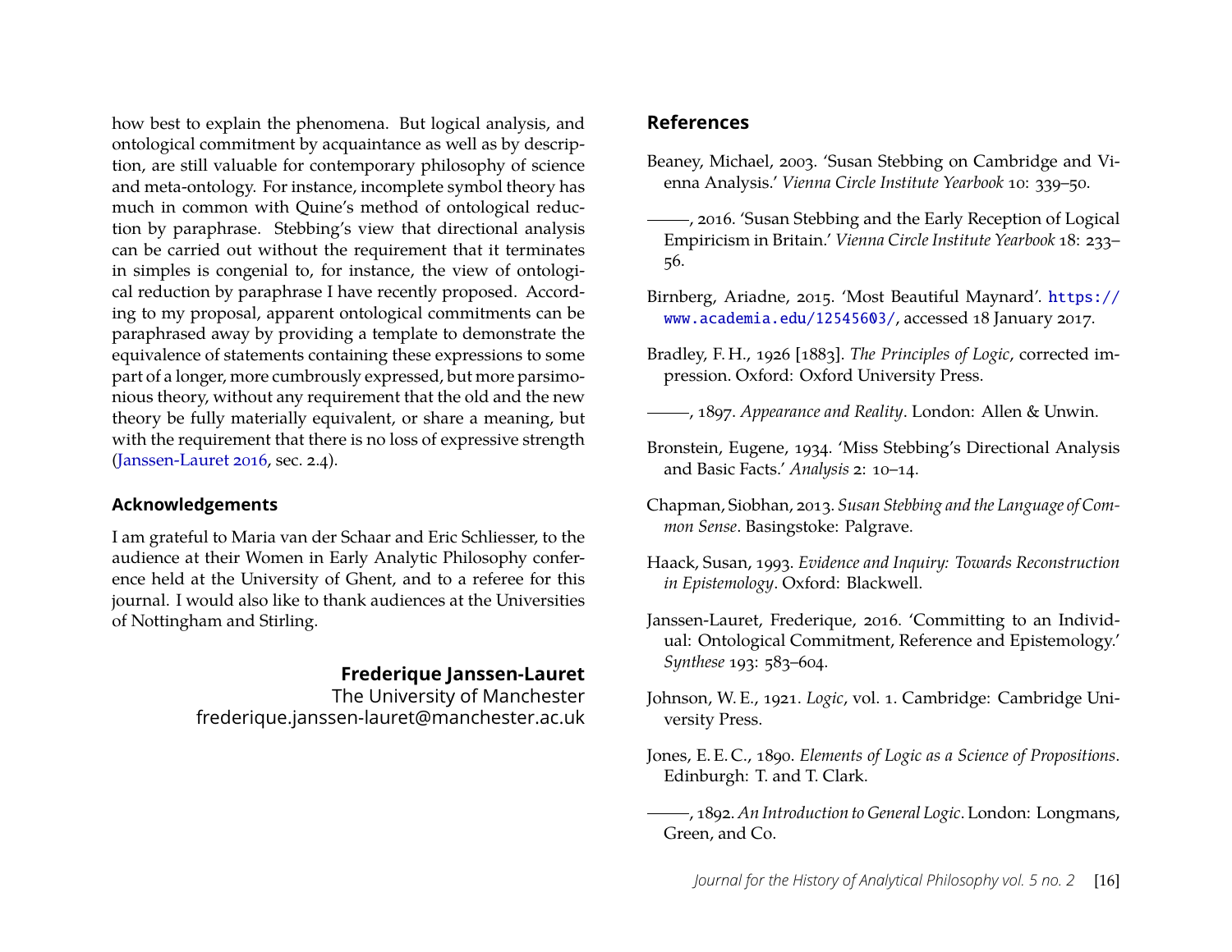how best to explain the phenomena. But logical analysis, and ontological commitment by acquaintance as well as by description, are still valuable for contemporary philosophy of science and meta-ontology. For instance, incomplete symbol theory has much in common with Quine's method of ontological reduction by paraphrase. Stebbing's view that directional analysis can be carried out without the requirement that it terminates in simples is congenial to, for instance, the view of ontological reduction by paraphrase I have recently proposed. According to my proposal, apparent ontological commitments can be paraphrased away by providing a template to demonstrate the equivalence of statements containing these expressions to some part of a longer, more cumbrously expressed, but more parsimonious theory, without any requirement that the old and the new theory be fully materially equivalent, or share a meaning, but with the requirement that there is no loss of expressive strength (Janssen-Lauret 2016, sec. 2.4).

### Acknowledgements

I am grateful to Maria van der Schaar and Eric Schliesser, to the audience at their Women in Early Analytic Philosophy conference held at the University of Ghent, and to a referee for this journal. I would also like to thank audiences at the Universities of Nottingham and Stirling.

**Frederique Janssen-Lauret**
The University of Manchester
frederique.janssen-lauret@manchester.ac.uk

## References

Beaney, Michael, 2003. 'Susan Stebbing on Cambridge and Vienna Analysis.' *Vienna Circle Institute Yearbook* 10: 339–50.

———, 2016. 'Susan Stebbing and the Early Reception of Logical Empiricism in Britain.' *Vienna Circle Institute Yearbook* 18: 233–56.

Birnberg, Ariadne, 2015. 'Most Beautiful Maynard'. https://www.academia.edu/12545603/, accessed 18 January 2017.

Bradley, F. H., 1926 [1883]. *The Principles of Logic*, corrected impression. Oxford: Oxford University Press.

———, 1897. *Appearance and Reality*. London: Allen & Unwin.

Bronstein, Eugene, 1934. 'Miss Stebbing's Directional Analysis and Basic Facts.' *Analysis* 2: 10–14.

Chapman, Siobhan, 2013. *Susan Stebbing and the Language of Common Sense*. Basingstoke: Palgrave.

Haack, Susan, 1993. *Evidence and Inquiry: Towards Reconstruction in Epistemology*. Oxford: Blackwell.

Janssen-Lauret, Frederique, 2016. 'Committing to an Individual: Ontological Commitment, Reference and Epistemology.' *Synthese* 193: 583–604.

Johnson, W. E., 1921. *Logic*, vol. 1. Cambridge: Cambridge University Press.

Jones, E. E. C., 1890. *Elements of Logic as a Science of Propositions*. Edinburgh: T. and T. Clark.

———, 1892. *An Introduction to General Logic*. London: Longmans, Green, and Co.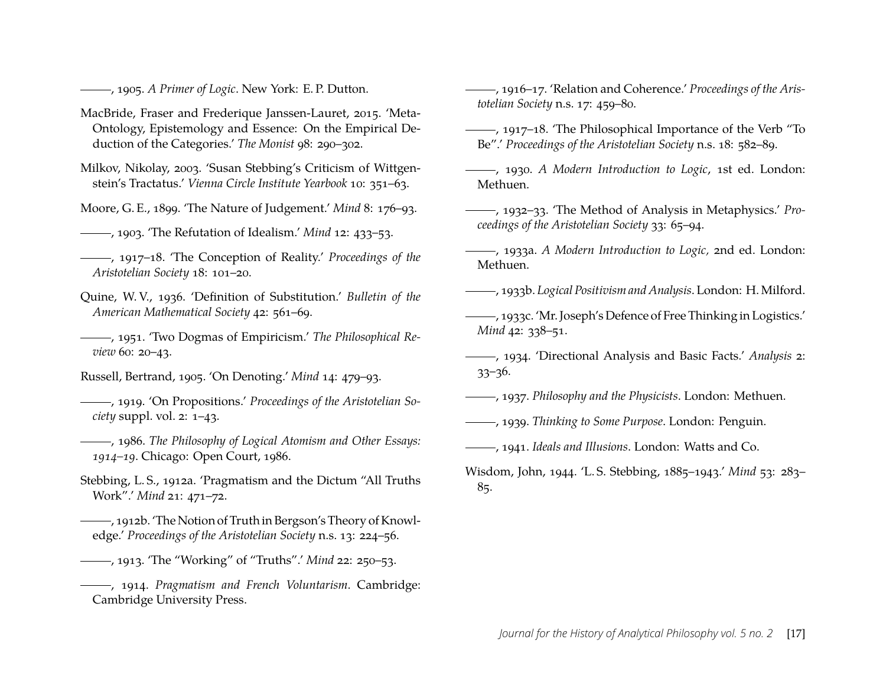———, 1905. *A Primer of Logic*. New York: E. P. Dutton.

MacBride, Fraser and Frederique Janssen-Lauret, 2015. 'Meta-Ontology, Epistemology and Essence: On the Empirical Deduction of the Categories.' *The Monist* 98: 290–302.

Milkov, Nikolay, 2003. 'Susan Stebbing's Criticism of Wittgenstein's Tractatus.' *Vienna Circle Institute Yearbook* 10: 351–63.

Moore, G. E., 1899. 'The Nature of Judgement.' *Mind* 8: 176–93.

———, 1903. 'The Refutation of Idealism.' *Mind* 12: 433–53.

———, 1917–18. 'The Conception of Reality.' *Proceedings of the Aristotelian Society* 18: 101–20.

Quine, W. V., 1936. 'Definition of Substitution.' *Bulletin of the American Mathematical Society* 42: 561–69.

———, 1951. 'Two Dogmas of Empiricism.' *The Philosophical Review* 60: 20–43.

Russell, Bertrand, 1905. 'On Denoting.' *Mind* 14: 479–93.

———, 1919. 'On Propositions.' *Proceedings of the Aristotelian Society* suppl. vol. 2: 1–43.

———, 1986. *The Philosophy of Logical Atomism and Other Essays: 1914–19*. Chicago: Open Court, 1986.

Stebbing, L. S., 1912a. 'Pragmatism and the Dictum "All Truths Work".' *Mind* 21: 471–72.

———, 1912b. 'The Notion of Truth in Bergson's Theory of Knowledge.' *Proceedings of the Aristotelian Society* n.s. 13: 224–56.

———, 1913. 'The "Working" of "Truths".' *Mind* 22: 250–53.

———, 1914. *Pragmatism and French Voluntarism*. Cambridge: Cambridge University Press.

———, 1916–17. 'Relation and Coherence.' *Proceedings of the Aristotelian Society* n.s. 17: 459–80.

———, 1917–18. 'The Philosophical Importance of the Verb "To Be".' *Proceedings of the Aristotelian Society* n.s. 18: 582–89.

———, 1930. *A Modern Introduction to Logic*, 1st ed. London: Methuen.

———, 1932–33. 'The Method of Analysis in Metaphysics.' *Proceedings of the Aristotelian Society* 33: 65–94.

———, 1933a. *A Modern Introduction to Logic,* 2nd ed. London: Methuen.

———, 1933b. *Logical Positivism and Analysis*. London: H. Milford.

———, 1933c. 'Mr. Joseph's Defence of Free Thinking in Logistics.' *Mind* 42: 338–51.

———, 1934. 'Directional Analysis and Basic Facts.' *Analysis* 2: 33–36.

———, 1937. *Philosophy and the Physicists*. London: Methuen.

———, 1939. *Thinking to Some Purpose*. London: Penguin.

———, 1941. *Ideals and Illusions*. London: Watts and Co.

Wisdom, John, 1944. 'L. S. Stebbing, 1885–1943.' *Mind* 53: 283–85.